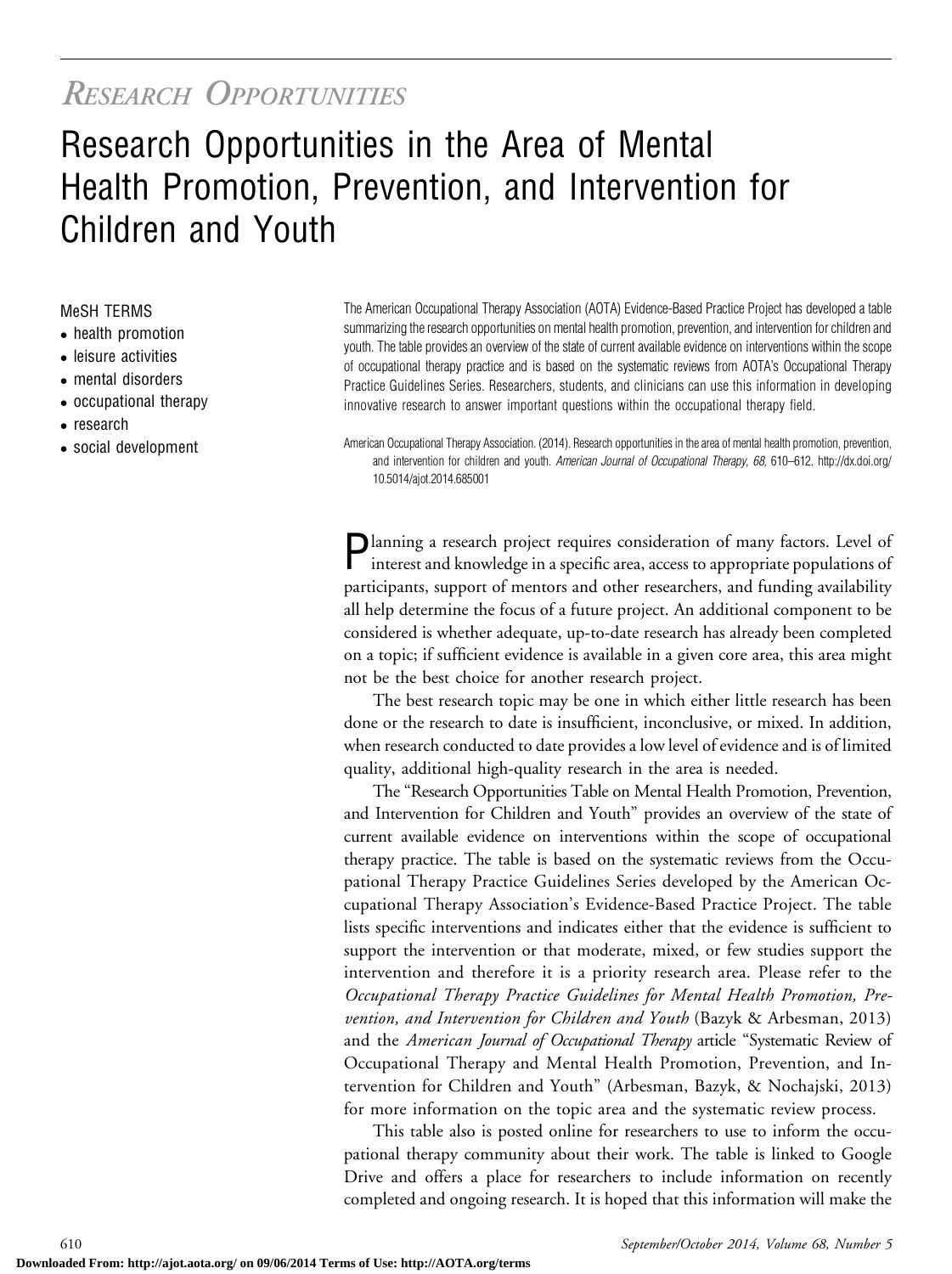## *Research Opportunities*

# Research Opportunities in the Area of Mental Health Promotion, Prevention, and Intervention for Children and Youth

MeSH TERMS

- health promotion
- leisure activities
- mental disorders
- occupational therapy
- research
- social development

The American Occupational Therapy Association (AOTA) Evidence-Based Practice Project has developed a table summarizing the research opportunities on mental health promotion, prevention, and intervention for children and youth. The table provides an overview of the state of current available evidence on interventions within the scope of occupational therapy practice and is based on the systematic reviews from AOTA's Occupational Therapy Practice Guidelines Series. Researchers, students, and clinicians can use this information in developing innovative research to answer important questions within the occupational therapy field.

American Occupational Therapy Association. (2014). Research opportunities in the area of mental health promotion, prevention, and intervention for children and youth. *American Journal of Occupational Therapy, 68,* 610–612. http://dx.doi.org/10.5014/ajot.2014.685001

Planning a research project requires consideration of many factors. Level of interest and knowledge in a specific area, access to appropriate populations of participants, support of mentors and other researchers, and funding availability all help determine the focus of a future project. An additional component to be considered is whether adequate, up-to-date research has already been completed on a topic; if sufficient evidence is available in a given core area, this area might not be the best choice for another research project.

The best research topic may be one in which either little research has been done or the research to date is insufficient, inconclusive, or mixed. In addition, when research conducted to date provides a low level of evidence and is of limited quality, additional high-quality research in the area is needed.

The "Research Opportunities Table on Mental Health Promotion, Prevention, and Intervention for Children and Youth" provides an overview of the state of current available evidence on interventions within the scope of occupational therapy practice. The table is based on the systematic reviews from the Occupational Therapy Practice Guidelines Series developed by the American Occupational Therapy Association's Evidence-Based Practice Project. The table lists specific interventions and indicates either that the evidence is sufficient to support the intervention or that moderate, mixed, or few studies support the intervention and therefore it is a priority research area. Please refer to the *Occupational Therapy Practice Guidelines for Mental Health Promotion, Prevention, and Intervention for Children and Youth* (Bazyk & Arbesman, 2013) and the *American Journal of Occupational Therapy* article "Systematic Review of Occupational Therapy and Mental Health Promotion, Prevention, and Intervention for Children and Youth" (Arbesman, Bazyk, & Nochajski, 2013) for more information on the topic area and the systematic review process.

This table also is posted online for researchers to use to inform the occupational therapy community about their work. The table is linked to Google Drive and offers a place for researchers to include information on recently completed and ongoing research. It is hoped that this information will make the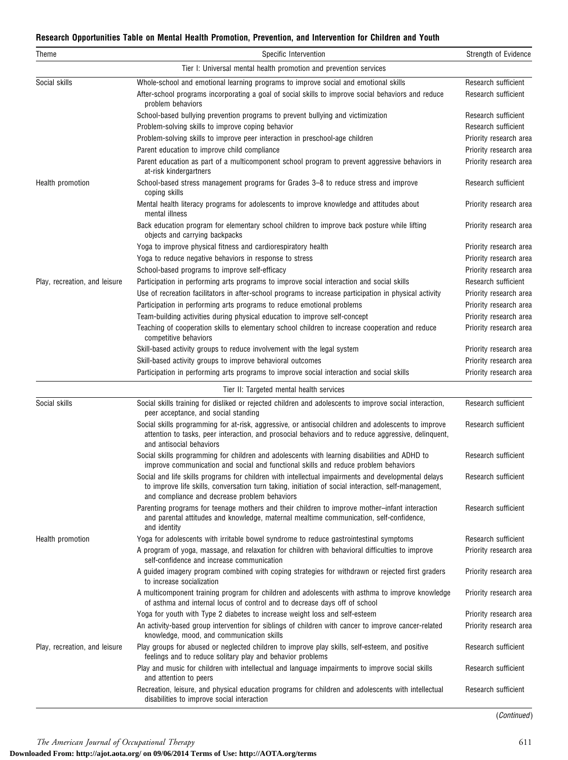**Research Opportunities Table on Mental Health Promotion, Prevention, and Intervention for Children and Youth**

| Theme | Specific Intervention | Strength of Evidence |
|---|---|---|
| | Tier I: Universal mental health promotion and prevention services | |
| Social skills | Whole-school and emotional learning programs to improve social and emotional skills | Research sufficient |
| | After-school programs incorporating a goal of social skills to improve social behaviors and reduce problem behaviors | Research sufficient |
| | School-based bullying prevention programs to prevent bullying and victimization | Research sufficient |
| | Problem-solving skills to improve coping behavior | Research sufficient |
| | Problem-solving skills to improve peer interaction in preschool-age children | Priority research area |
| | Parent education to improve child compliance | Priority research area |
| | Parent education as part of a multicomponent school program to prevent aggressive behaviors in at-risk kindergartners | Priority research area |
| Health promotion | School-based stress management programs for Grades 3–8 to reduce stress and improve coping skills | Research sufficient |
| | Mental health literacy programs for adolescents to improve knowledge and attitudes about mental illness | Priority research area |
| | Back education program for elementary school children to improve back posture while lifting objects and carrying backpacks | Priority research area |
| | Yoga to improve physical fitness and cardiorespiratory health | Priority research area |
| | Yoga to reduce negative behaviors in response to stress | Priority research area |
| | School-based programs to improve self-efficacy | Priority research area |
| Play, recreation, and leisure | Participation in performing arts programs to improve social interaction and social skills | Research sufficient |
| | Use of recreation facilitators in after-school programs to increase participation in physical activity | Priority research area |
| | Participation in performing arts programs to reduce emotional problems | Priority research area |
| | Team-building activities during physical education to improve self-concept | Priority research area |
| | Teaching of cooperation skills to elementary school children to increase cooperation and reduce competitive behaviors | Priority research area |
| | Skill-based activity groups to reduce involvement with the legal system | Priority research area |
| | Skill-based activity groups to improve behavioral outcomes | Priority research area |
| | Participation in performing arts programs to improve social interaction and social skills | Priority research area |
| | Tier II: Targeted mental health services | |
| Social skills | Social skills training for disliked or rejected children and adolescents to improve social interaction, peer acceptance, and social standing | Research sufficient |
| | Social skills programming for at-risk, aggressive, or antisocial children and adolescents to improve attention to tasks, peer interaction, and prosocial behaviors and to reduce aggressive, delinquent, and antisocial behaviors | Research sufficient |
| | Social skills programming for children and adolescents with learning disabilities and ADHD to improve communication and social and functional skills and reduce problem behaviors | Research sufficient |
| | Social and life skills programs for children with intellectual impairments and developmental delays to improve life skills, conversation turn taking, initiation of social interaction, self-management, and compliance and decrease problem behaviors | Research sufficient |
| | Parenting programs for teenage mothers and their children to improve mother–infant interaction and parental attitudes and knowledge, maternal mealtime communication, self-confidence, and identity | Research sufficient |
| Health promotion | Yoga for adolescents with irritable bowel syndrome to reduce gastrointestinal symptoms | Research sufficient |
| | A program of yoga, massage, and relaxation for children with behavioral difficulties to improve self-confidence and increase communication | Priority research area |
| | A guided imagery program combined with coping strategies for withdrawn or rejected first graders to increase socialization | Priority research area |
| | A multicomponent training program for children and adolescents with asthma to improve knowledge of asthma and internal locus of control and to decrease days off of school | Priority research area |
| | Yoga for youth with Type 2 diabetes to increase weight loss and self-esteem | Priority research area |
| | An activity-based group intervention for siblings of children with cancer to improve cancer-related knowledge, mood, and communication skills | Priority research area |
| Play, recreation, and leisure | Play groups for abused or neglected children to improve play skills, self-esteem, and positive feelings and to reduce solitary play and behavior problems | Research sufficient |
| | Play and music for children with intellectual and language impairments to improve social skills and attention to peers | Research sufficient |
| | Recreation, leisure, and physical education programs for children and adolescents with intellectual disabilities to improve social interaction | Research sufficient |

(*Continued*)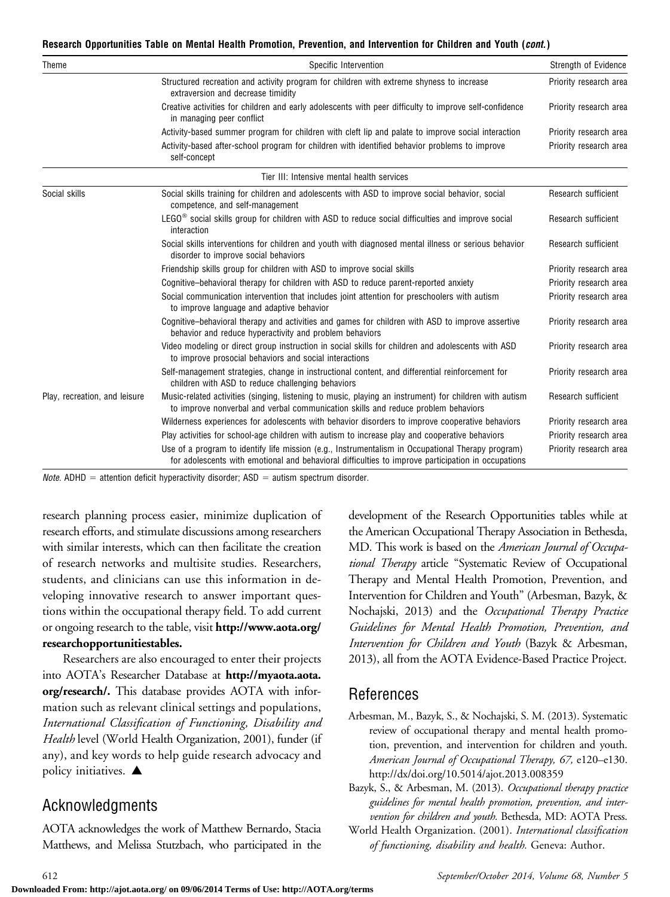**Research Opportunities Table on Mental Health Promotion, Prevention, and Intervention for Children and Youth (*cont.*)**

| Theme | Specific Intervention | Strength of Evidence |
|---|---|---|
| | Structured recreation and activity program for children with extreme shyness to increase extraversion and decrease timidity | Priority research area |
| | Creative activities for children and early adolescents with peer difficulty to improve self-confidence in managing peer conflict | Priority research area |
| | Activity-based summer program for children with cleft lip and palate to improve social interaction | Priority research area |
| | Activity-based after-school program for children with identified behavior problems to improve self-concept | Priority research area |
| | Tier III: Intensive mental health services | |
| Social skills | Social skills training for children and adolescents with ASD to improve social behavior, social competence, and self-management | Research sufficient |
| | LEGO® social skills group for children with ASD to reduce social difficulties and improve social interaction | Research sufficient |
| | Social skills interventions for children and youth with diagnosed mental illness or serious behavior disorder to improve social behaviors | Research sufficient |
| | Friendship skills group for children with ASD to improve social skills | Priority research area |
| | Cognitive–behavioral therapy for children with ASD to reduce parent-reported anxiety | Priority research area |
| | Social communication intervention that includes joint attention for preschoolers with autism to improve language and adaptive behavior | Priority research area |
| | Cognitive–behavioral therapy and activities and games for children with ASD to improve assertive behavior and reduce hyperactivity and problem behaviors | Priority research area |
| | Video modeling or direct group instruction in social skills for children and adolescents with ASD to improve prosocial behaviors and social interactions | Priority research area |
| | Self-management strategies, change in instructional content, and differential reinforcement for children with ASD to reduce challenging behaviors | Priority research area |
| Play, recreation, and leisure | Music-related activities (singing, listening to music, playing an instrument) for children with autism to improve nonverbal and verbal communication skills and reduce problem behaviors | Research sufficient |
| | Wilderness experiences for adolescents with behavior disorders to improve cooperative behaviors | Priority research area |
| | Play activities for school-age children with autism to increase play and cooperative behaviors | Priority research area |
| | Use of a program to identify life mission (e.g., Instrumentalism in Occupational Therapy program) for adolescents with emotional and behavioral difficulties to improve participation in occupations | Priority research area |

*Note.* ADHD = attention deficit hyperactivity disorder; ASD = autism spectrum disorder.

research planning process easier, minimize duplication of research efforts, and stimulate discussions among researchers with similar interests, which can then facilitate the creation of research networks and multisite studies. Researchers, students, and clinicians can use this information in developing innovative research to answer important questions within the occupational therapy field. To add current or ongoing research to the table, visit **http://www.aota.org/researchopportunitiestables.**

Researchers are also encouraged to enter their projects into AOTA's Researcher Database at **http://myaota.aota.org/research/.** This database provides AOTA with information such as relevant clinical settings and populations, *International Classification of Functioning, Disability and Health* level (World Health Organization, 2001), funder (if any), and key words to help guide research advocacy and policy initiatives. ▲

## Acknowledgments

AOTA acknowledges the work of Matthew Bernardo, Stacia Matthews, and Melissa Stutzbach, who participated in the development of the Research Opportunities tables while at the American Occupational Therapy Association in Bethesda, MD. This work is based on the *American Journal of Occupational Therapy* article "Systematic Review of Occupational Therapy and Mental Health Promotion, Prevention, and Intervention for Children and Youth" (Arbesman, Bazyk, & Nochajski, 2013) and the *Occupational Therapy Practice Guidelines for Mental Health Promotion, Prevention, and Intervention for Children and Youth* (Bazyk & Arbesman, 2013), all from the AOTA Evidence-Based Practice Project.

## References

Arbesman, M., Bazyk, S., & Nochajski, S. M. (2013). Systematic review of occupational therapy and mental health promotion, prevention, and intervention for children and youth. *American Journal of Occupational Therapy, 67,* e120–e130. http://dx/doi.org/10.5014/ajot.2013.008359

Bazyk, S., & Arbesman, M. (2013). *Occupational therapy practice guidelines for mental health promotion, prevention, and intervention for children and youth.* Bethesda, MD: AOTA Press.

World Health Organization. (2001). *International classification of functioning, disability and health.* Geneva: Author.